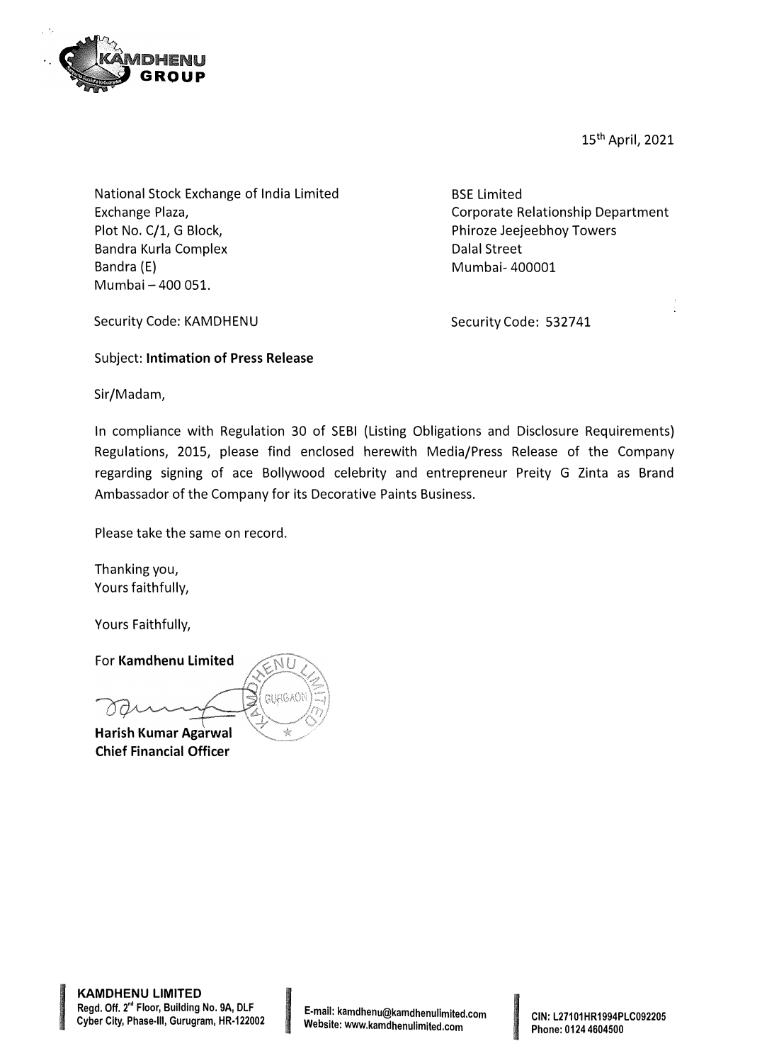15th April, 2021

National Stock Exchange of India Limited
Exchange Plaza,
Plot No. C/1, G Block,
Bandra Kurla Complex
Bandra (E)
Mumbai – 400 051.

Security Code: KAMDHENU

BSE Limited
Corporate Relationship Department
Phiroze Jeejeebhoy Towers
Dalal Street
Mumbai- 400001

Security Code: 532741

Subject: **Intimation of Press Release**

Sir/Madam,

In compliance with Regulation 30 of SEBI (Listing Obligations and Disclosure Requirements) Regulations, 2015, please find enclosed herewith Media/Press Release of the Company regarding signing of ace Bollywood celebrity and entrepreneur Preity G Zinta as Brand Ambassador of the Company for its Decorative Paints Business.

Please take the same on record.

Thanking you,
Yours faithfully,

Yours Faithfully,

For **Kamdhenu Limited**

**Harish Kumar Agarwal**
**Chief Financial Officer**

**KAMDHENU LIMITED**
Regd. Off. 2nd Floor, Building No. 9A, DLF Cyber City, Phase-III, Gurugram, HR-122002

E-mail: kamdhenu@kamdhenulimited.com
Website: www.kamdhenulimited.com

CIN: L27101HR1994PLC092205
Phone: 0124 4604500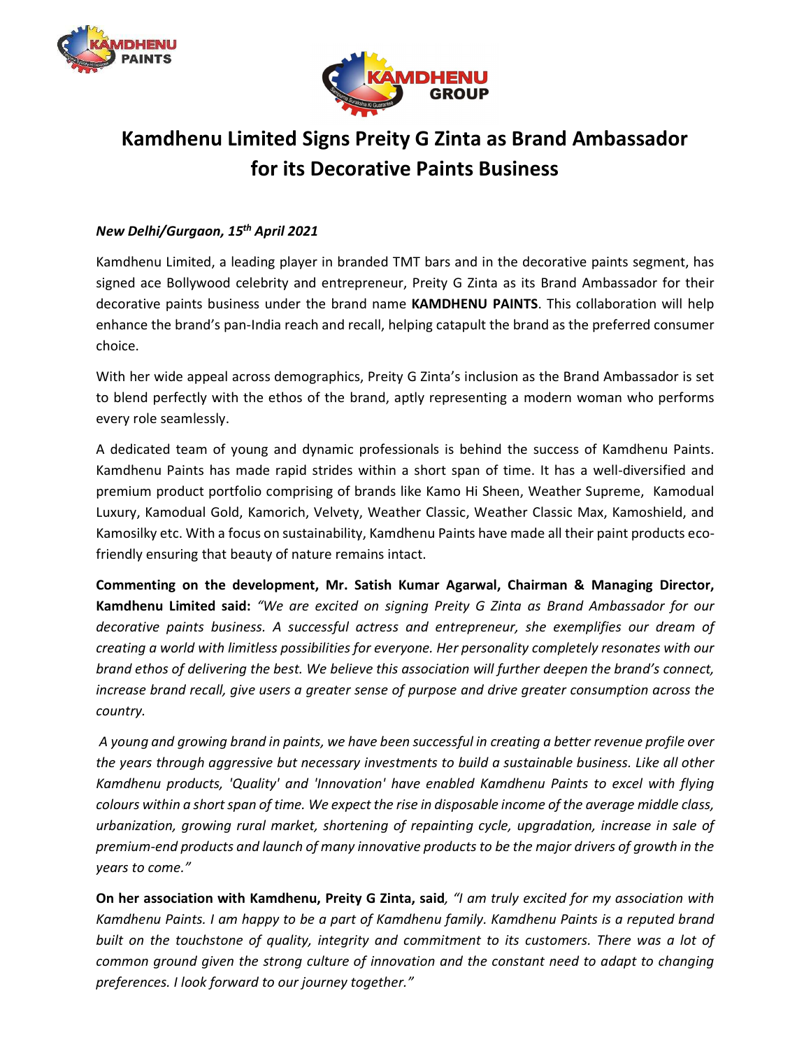# Kamdhenu Limited Signs Preity G Zinta as Brand Ambassador for its Decorative Paints Business

***New Delhi/Gurgaon, 15th April 2021***

Kamdhenu Limited, a leading player in branded TMT bars and in the decorative paints segment, has signed ace Bollywood celebrity and entrepreneur, Preity G Zinta as its Brand Ambassador for their decorative paints business under the brand name **KAMDHENU PAINTS**. This collaboration will help enhance the brand's pan-India reach and recall, helping catapult the brand as the preferred consumer choice.

With her wide appeal across demographics, Preity G Zinta's inclusion as the Brand Ambassador is set to blend perfectly with the ethos of the brand, aptly representing a modern woman who performs every role seamlessly.

A dedicated team of young and dynamic professionals is behind the success of Kamdhenu Paints. Kamdhenu Paints has made rapid strides within a short span of time. It has a well-diversified and premium product portfolio comprising of brands like Kamo Hi Sheen, Weather Supreme, Kamodual Luxury, Kamodual Gold, Kamorich, Velvety, Weather Classic, Weather Classic Max, Kamoshield, and Kamosilky etc. With a focus on sustainability, Kamdhenu Paints have made all their paint products eco-friendly ensuring that beauty of nature remains intact.

**Commenting on the development, Mr. Satish Kumar Agarwal, Chairman & Managing Director, Kamdhenu Limited said:** *"We are excited on signing Preity G Zinta as Brand Ambassador for our decorative paints business. A successful actress and entrepreneur, she exemplifies our dream of creating a world with limitless possibilities for everyone. Her personality completely resonates with our brand ethos of delivering the best. We believe this association will further deepen the brand's connect, increase brand recall, give users a greater sense of purpose and drive greater consumption across the country.*

*A young and growing brand in paints, we have been successful in creating a better revenue profile over the years through aggressive but necessary investments to build a sustainable business. Like all other Kamdhenu products, 'Quality' and 'Innovation' have enabled Kamdhenu Paints to excel with flying colours within a short span of time. We expect the rise in disposable income of the average middle class, urbanization, growing rural market, shortening of repainting cycle, upgradation, increase in sale of premium-end products and launch of many innovative products to be the major drivers of growth in the years to come."*

**On her association with Kamdhenu, Preity G Zinta, said**, *"I am truly excited for my association with Kamdhenu Paints. I am happy to be a part of Kamdhenu family. Kamdhenu Paints is a reputed brand built on the touchstone of quality, integrity and commitment to its customers. There was a lot of common ground given the strong culture of innovation and the constant need to adapt to changing preferences. I look forward to our journey together."*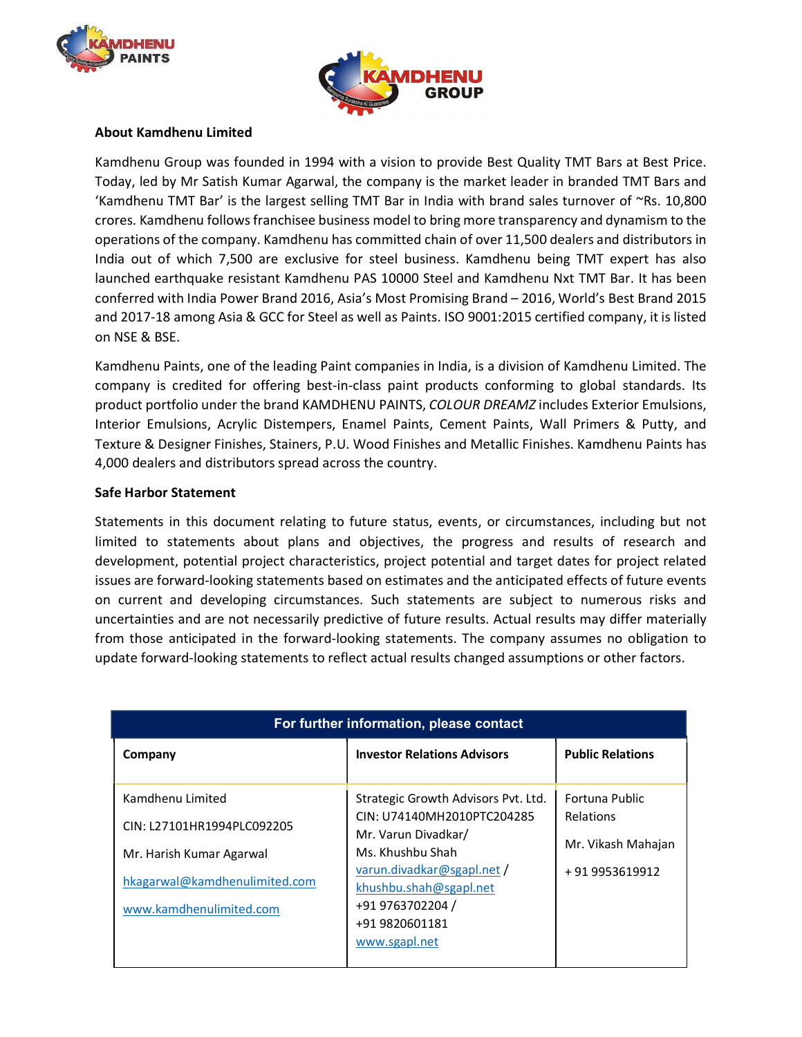## About Kamdhenu Limited

Kamdhenu Group was founded in 1994 with a vision to provide Best Quality TMT Bars at Best Price. Today, led by Mr Satish Kumar Agarwal, the company is the market leader in branded TMT Bars and 'Kamdhenu TMT Bar' is the largest selling TMT Bar in India with brand sales turnover of ~Rs. 10,800 crores. Kamdhenu follows franchisee business model to bring more transparency and dynamism to the operations of the company. Kamdhenu has committed chain of over 11,500 dealers and distributors in India out of which 7,500 are exclusive for steel business. Kamdhenu being TMT expert has also launched earthquake resistant Kamdhenu PAS 10000 Steel and Kamdhenu Nxt TMT Bar. It has been conferred with India Power Brand 2016, Asia's Most Promising Brand – 2016, World's Best Brand 2015 and 2017-18 among Asia & GCC for Steel as well as Paints. ISO 9001:2015 certified company, it is listed on NSE & BSE.

Kamdhenu Paints, one of the leading Paint companies in India, is a division of Kamdhenu Limited. The company is credited for offering best-in-class paint products conforming to global standards. Its product portfolio under the brand KAMDHENU PAINTS, *COLOUR DREAMZ* includes Exterior Emulsions, Interior Emulsions, Acrylic Distempers, Enamel Paints, Cement Paints, Wall Primers & Putty, and Texture & Designer Finishes, Stainers, P.U. Wood Finishes and Metallic Finishes. Kamdhenu Paints has 4,000 dealers and distributors spread across the country.

## Safe Harbor Statement

Statements in this document relating to future status, events, or circumstances, including but not limited to statements about plans and objectives, the progress and results of research and development, potential project characteristics, project potential and target dates for project related issues are forward-looking statements based on estimates and the anticipated effects of future events on current and developing circumstances. Such statements are subject to numerous risks and uncertainties and are not necessarily predictive of future results. Actual results may differ materially from those anticipated in the forward-looking statements. The company assumes no obligation to update forward-looking statements to reflect actual results changed assumptions or other factors.

| For further information, please contact | | |
|---|---|---|
| **Company** | **Investor Relations Advisors** | **Public Relations** |
| Kamdhenu Limited<br>CIN: L27101HR1994PLC092205<br>Mr. Harish Kumar Agarwal<br>hkagarwal@kamdhenulimited.com<br>www.kamdhenulimited.com | Strategic Growth Advisors Pvt. Ltd.<br>CIN: U74140MH2010PTC204285<br>Mr. Varun Divadkar/<br>Ms. Khushbu Shah<br>varun.divadkar@sgapl.net / khushbu.shah@sgapl.net<br>+91 9763702204 /<br>+91 9820601181<br>www.sgapl.net | Fortuna Public Relations<br>Mr. Vikash Mahajan<br>+ 91 9953619912 |